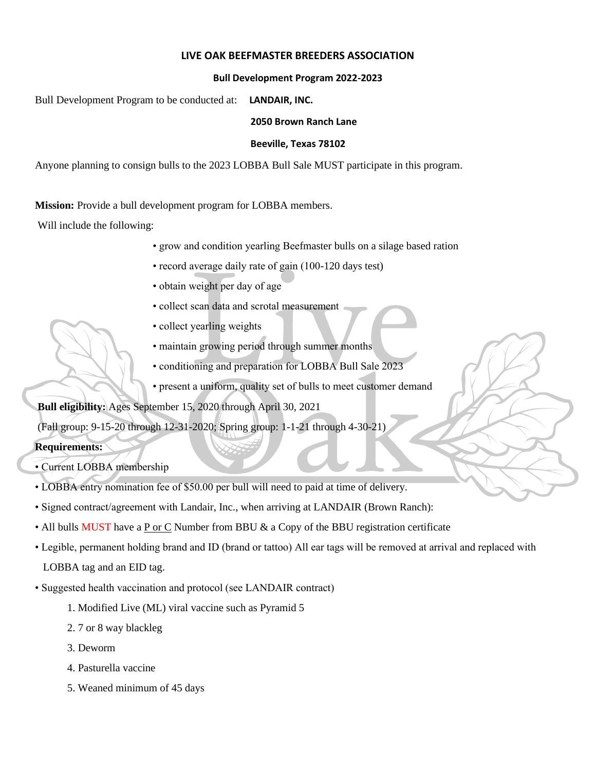# LIVE OAK BEEFMASTER BREEDERS ASSOCIATION

## Bull Development Program 2022-2023

Bull Development Program to be conducted at: **LANDAIR, INC.**

**2050 Brown Ranch Lane**

**Beeville, Texas 78102**

Anyone planning to consign bulls to the 2023 LOBBA Bull Sale MUST participate in this program.

**Mission:** Provide a bull development program for LOBBA members.

Will include the following:

- grow and condition yearling Beefmaster bulls on a silage based ration
- record average daily rate of gain (100-120 days test)
- obtain weight per day of age
- collect scan data and scrotal measurement
- collect yearling weights
- maintain growing period through summer months
- conditioning and preparation for LOBBA Bull Sale 2023
- present a uniform, quality set of bulls to meet customer demand

**Bull eligibility:** Ages September 15, 2020 through April 30, 2021

(Fall group: 9-15-20 through 12-31-2020; Spring group: 1-1-21 through 4-30-21)

**Requirements:**

- Current LOBBA membership
- LOBBA entry nomination fee of $50.00 per bull will need to paid at time of delivery.
- Signed contract/agreement with Landair, Inc., when arriving at LANDAIR (Brown Ranch):
- All bulls MUST have a <u>P or C</u> Number from BBU & a Copy of the BBU registration certificate
- Legible, permanent holding brand and ID (brand or tattoo) All ear tags will be removed at arrival and replaced with LOBBA tag and an EID tag.
- Suggested health vaccination and protocol (see LANDAIR contract)
  1. Modified Live (ML) viral vaccine such as Pyramid 5
  2. 7 or 8 way blackleg
  3. Deworm
  4. Pasturella vaccine
  5. Weaned minimum of 45 days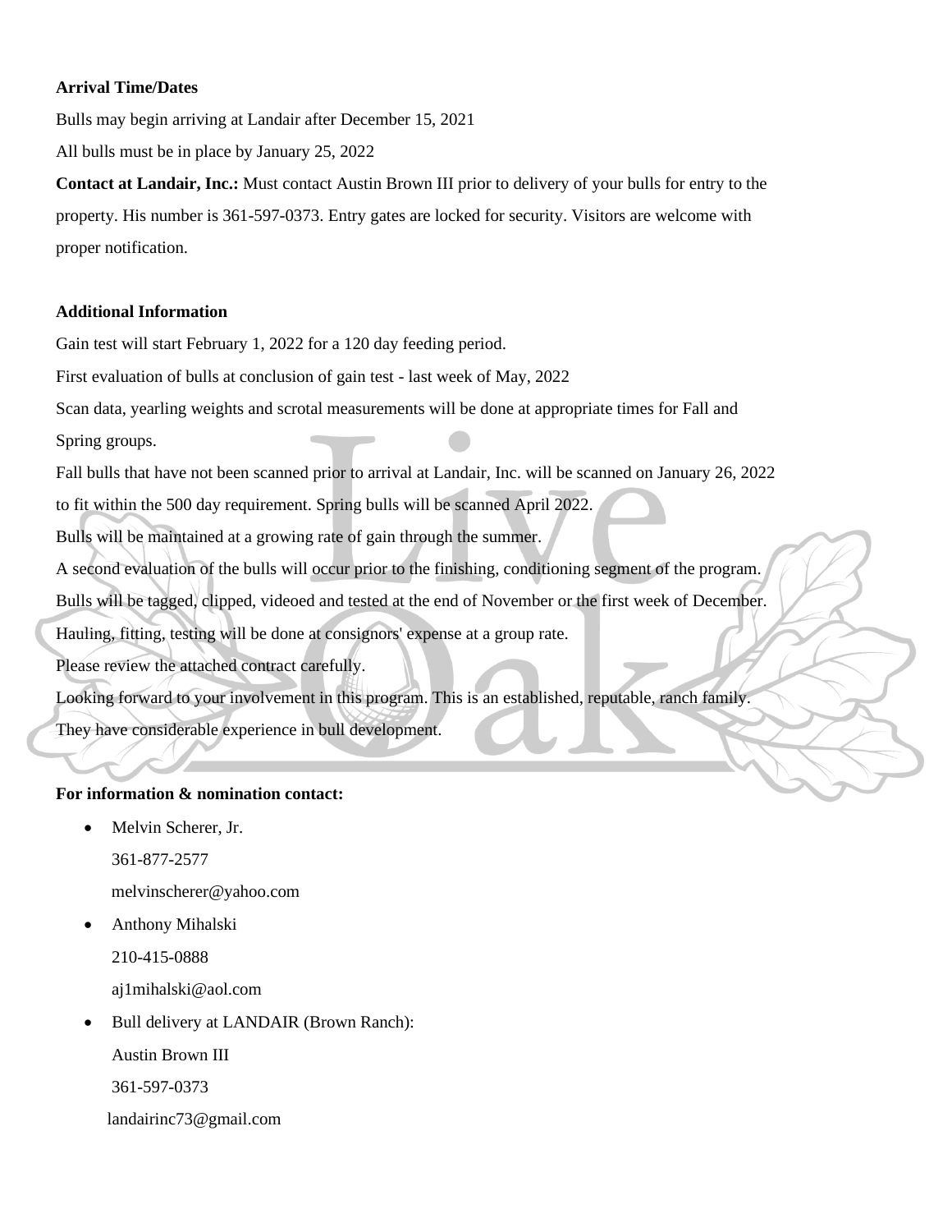**Arrival Time/Dates**

Bulls may begin arriving at Landair after December 15, 2021

All bulls must be in place by January 25, 2022

**Contact at Landair, Inc.:** Must contact Austin Brown III prior to delivery of your bulls for entry to the property. His number is 361-597-0373. Entry gates are locked for security. Visitors are welcome with proper notification.

**Additional Information**

Gain test will start February 1, 2022 for a 120 day feeding period.

First evaluation of bulls at conclusion of gain test - last week of May, 2022

Scan data, yearling weights and scrotal measurements will be done at appropriate times for Fall and Spring groups.

Fall bulls that have not been scanned prior to arrival at Landair, Inc. will be scanned on January 26, 2022 to fit within the 500 day requirement. Spring bulls will be scanned April 2022.

Bulls will be maintained at a growing rate of gain through the summer.

A second evaluation of the bulls will occur prior to the finishing, conditioning segment of the program.

Bulls will be tagged, clipped, videoed and tested at the end of November or the first week of December.

Hauling, fitting, testing will be done at consignors' expense at a group rate.

Please review the attached contract carefully.

Looking forward to your involvement in this program. This is an established, reputable, ranch family. They have considerable experience in bull development.

**For information & nomination contact:**

- Melvin Scherer, Jr.
  361-877-2577
  melvinscherer@yahoo.com
- Anthony Mihalski
  210-415-0888
  aj1mihalski@aol.com
- Bull delivery at LANDAIR (Brown Ranch):
  Austin Brown III
  361-597-0373
  landairinc73@gmail.com